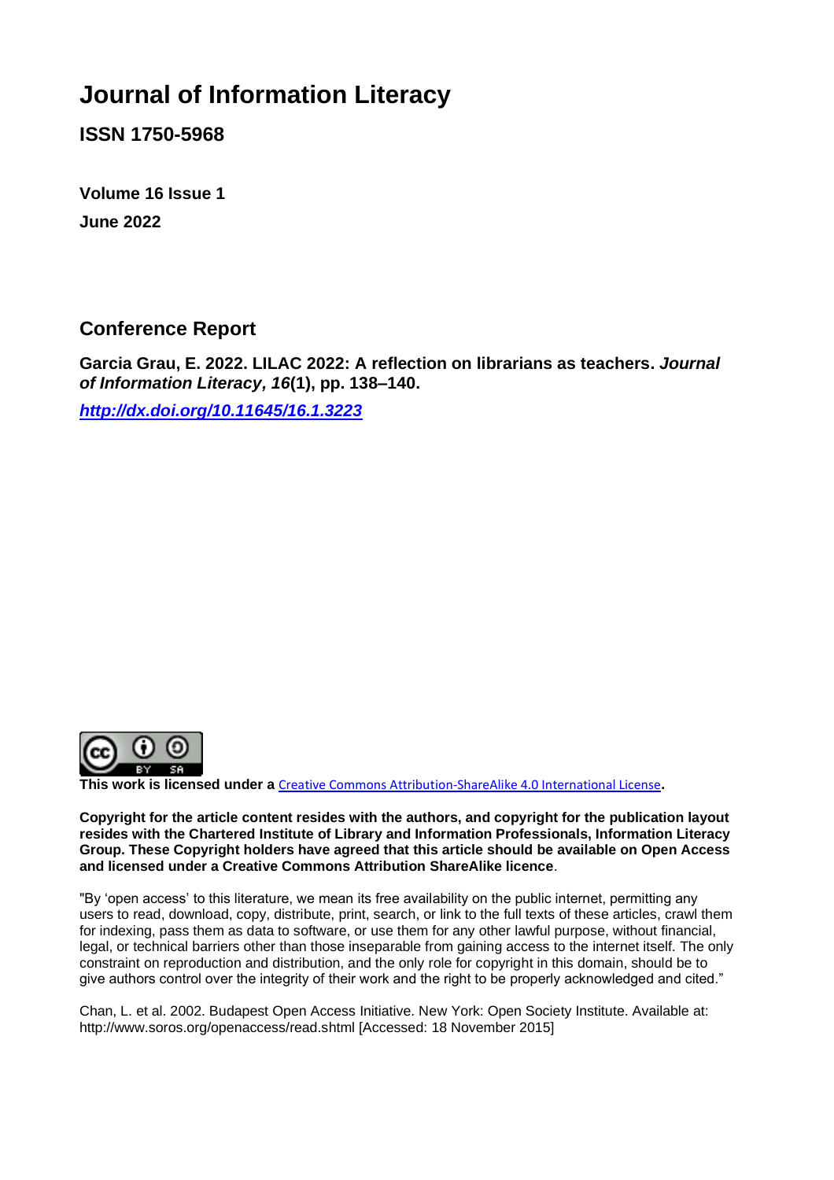# Journal of Information Literacy

**ISSN 1750-5968**

**Volume 16 Issue 1**

**June 2022**

## Conference Report

**Garcia Grau, E. 2022. LILAC 2022: A reflection on librarians as teachers. *Journal of Information Literacy, 16*(1), pp. 138–140.**

***http://dx.doi.org/10.11645/16.1.3223***

**This work is licensed under a** Creative Commons Attribution-ShareAlike 4.0 International License**.**

**Copyright for the article content resides with the authors, and copyright for the publication layout resides with the Chartered Institute of Library and Information Professionals, Information Literacy Group. These Copyright holders have agreed that this article should be available on Open Access and licensed under a Creative Commons Attribution ShareAlike licence**.

"By 'open access' to this literature, we mean its free availability on the public internet, permitting any users to read, download, copy, distribute, print, search, or link to the full texts of these articles, crawl them for indexing, pass them as data to software, or use them for any other lawful purpose, without financial, legal, or technical barriers other than those inseparable from gaining access to the internet itself. The only constraint on reproduction and distribution, and the only role for copyright in this domain, should be to give authors control over the integrity of their work and the right to be properly acknowledged and cited."

Chan, L. et al. 2002. Budapest Open Access Initiative. New York: Open Society Institute. Available at: http://www.soros.org/openaccess/read.shtml [Accessed: 18 November 2015]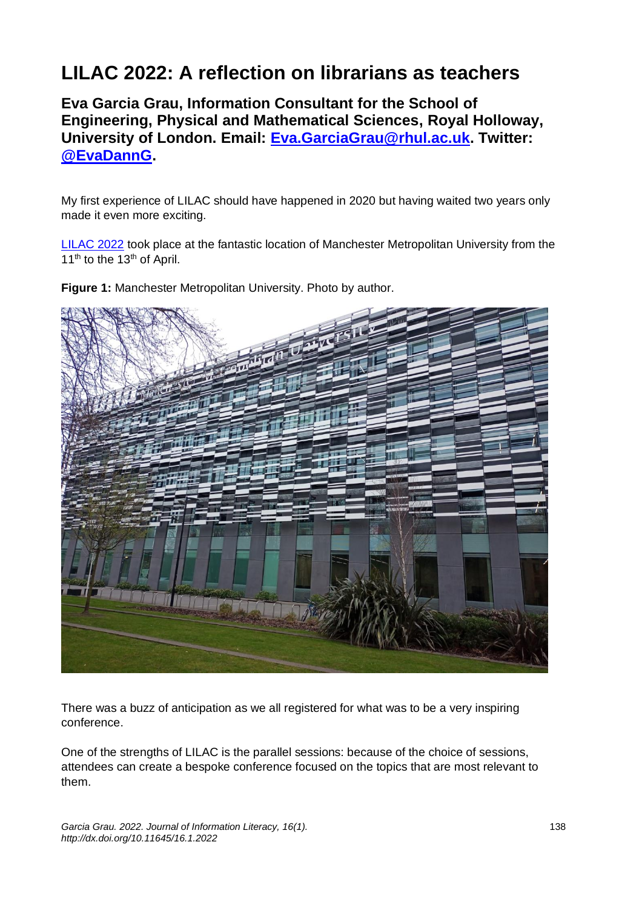# LILAC 2022: A reflection on librarians as teachers

**Eva Garcia Grau, Information Consultant for the School of Engineering, Physical and Mathematical Sciences, Royal Holloway, University of London. Email: [Eva.GarciaGrau@rhul.ac.uk](mailto:Eva.GarciaGrau@rhul.ac.uk). Twitter: [@EvaDannG](https://twitter.com/EvaDannG).**

My first experience of LILAC should have happened in 2020 but having waited two years only made it even more exciting.

[LILAC 2022](#) took place at the fantastic location of Manchester Metropolitan University from the 11th to the 13th of April.

**Figure 1:** Manchester Metropolitan University. Photo by author.

There was a buzz of anticipation as we all registered for what was to be a very inspiring conference.

One of the strengths of LILAC is the parallel sessions: because of the choice of sessions, attendees can create a bespoke conference focused on the topics that are most relevant to them.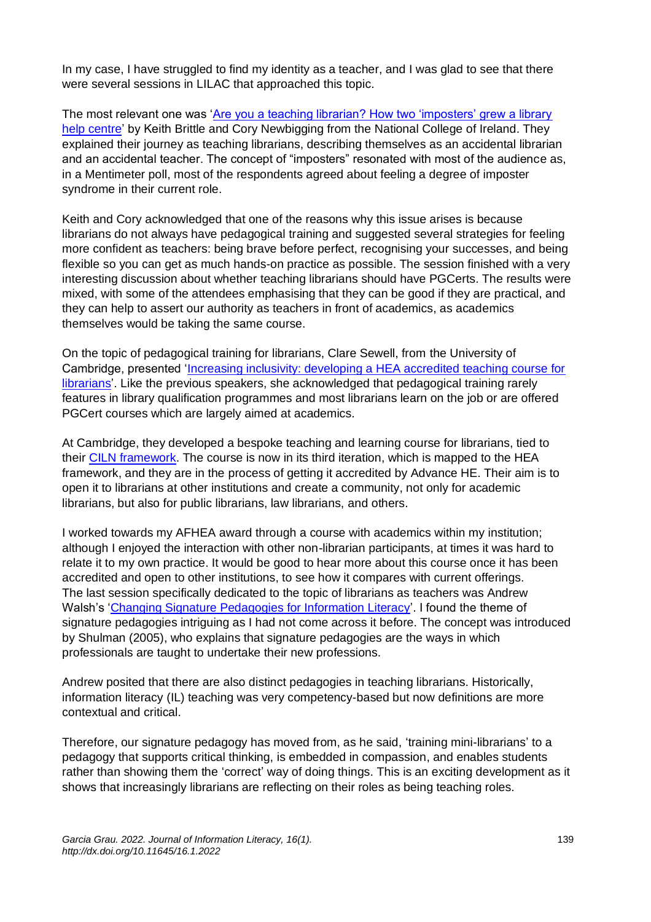In my case, I have struggled to find my identity as a teacher, and I was glad to see that there were several sessions in LILAC that approached this topic.

The most relevant one was 'Are you a teaching librarian? How two 'imposters' grew a library help centre' by Keith Brittle and Cory Newbigging from the National College of Ireland. They explained their journey as teaching librarians, describing themselves as an accidental librarian and an accidental teacher. The concept of "imposters" resonated with most of the audience as, in a Mentimeter poll, most of the respondents agreed about feeling a degree of imposter syndrome in their current role.

Keith and Cory acknowledged that one of the reasons why this issue arises is because librarians do not always have pedagogical training and suggested several strategies for feeling more confident as teachers: being brave before perfect, recognising your successes, and being flexible so you can get as much hands-on practice as possible. The session finished with a very interesting discussion about whether teaching librarians should have PGCerts. The results were mixed, with some of the attendees emphasising that they can be good if they are practical, and they can help to assert our authority as teachers in front of academics, as academics themselves would be taking the same course.

On the topic of pedagogical training for librarians, Clare Sewell, from the University of Cambridge, presented 'Increasing inclusivity: developing a HEA accredited teaching course for librarians'. Like the previous speakers, she acknowledged that pedagogical training rarely features in library qualification programmes and most librarians learn on the job or are offered PGCert courses which are largely aimed at academics.

At Cambridge, they developed a bespoke teaching and learning course for librarians, tied to their CILN framework. The course is now in its third iteration, which is mapped to the HEA framework, and they are in the process of getting it accredited by Advance HE. Their aim is to open it to librarians at other institutions and create a community, not only for academic librarians, but also for public librarians, law librarians, and others.

I worked towards my AFHEA award through a course with academics within my institution; although I enjoyed the interaction with other non-librarian participants, at times it was hard to relate it to my own practice. It would be good to hear more about this course once it has been accredited and open to other institutions, to see how it compares with current offerings. The last session specifically dedicated to the topic of librarians as teachers was Andrew Walsh's 'Changing Signature Pedagogies for Information Literacy'. I found the theme of signature pedagogies intriguing as I had not come across it before. The concept was introduced by Shulman (2005), who explains that signature pedagogies are the ways in which professionals are taught to undertake their new professions.

Andrew posited that there are also distinct pedagogies in teaching librarians. Historically, information literacy (IL) teaching was very competency-based but now definitions are more contextual and critical.

Therefore, our signature pedagogy has moved from, as he said, 'training mini-librarians' to a pedagogy that supports critical thinking, is embedded in compassion, and enables students rather than showing them the 'correct' way of doing things. This is an exciting development as it shows that increasingly librarians are reflecting on their roles as being teaching roles.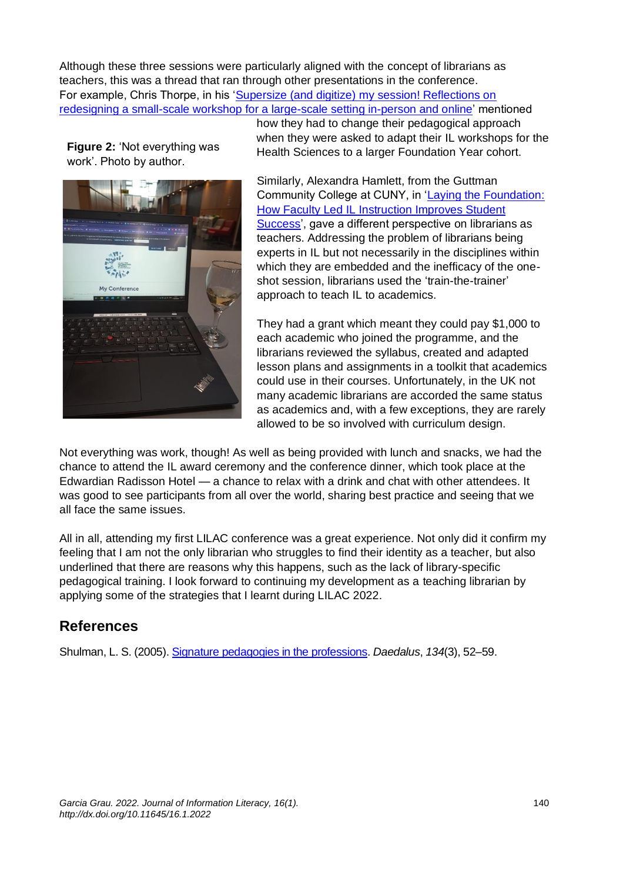Although these three sessions were particularly aligned with the concept of librarians as teachers, this was a thread that ran through other presentations in the conference. For example, Chris Thorpe, in his '[Supersize (and digitize) my session! Reflections on redesigning a small-scale workshop for a large-scale setting in-person and online]()' mentioned how they had to change their pedagogical approach when they were asked to adapt their IL workshops for the Health Sciences to a larger Foundation Year cohort.

**Figure 2:** 'Not everything was work'. Photo by author.

Similarly, Alexandra Hamlett, from the Guttman Community College at CUNY, in '[Laying the Foundation: How Faculty Led IL Instruction Improves Student Success]()', gave a different perspective on librarians as teachers. Addressing the problem of librarians being experts in IL but not necessarily in the disciplines within which they are embedded and the inefficacy of the one-shot session, librarians used the 'train-the-trainer' approach to teach IL to academics.

They had a grant which meant they could pay $1,000 to each academic who joined the programme, and the librarians reviewed the syllabus, created and adapted lesson plans and assignments in a toolkit that academics could use in their courses. Unfortunately, in the UK not many academic librarians are accorded the same status as academics and, with a few exceptions, they are rarely allowed to be so involved with curriculum design.

Not everything was work, though! As well as being provided with lunch and snacks, we had the chance to attend the IL award ceremony and the conference dinner, which took place at the Edwardian Radisson Hotel — a chance to relax with a drink and chat with other attendees. It was good to see participants from all over the world, sharing best practice and seeing that we all face the same issues.

All in all, attending my first LILAC conference was a great experience. Not only did it confirm my feeling that I am not the only librarian who struggles to find their identity as a teacher, but also underlined that there are reasons why this happens, such as the lack of library-specific pedagogical training. I look forward to continuing my development as a teaching librarian by applying some of the strategies that I learnt during LILAC 2022.

## References

Shulman, L. S. (2005). [Signature pedagogies in the professions](). *Daedalus*, *134*(3), 52–59.